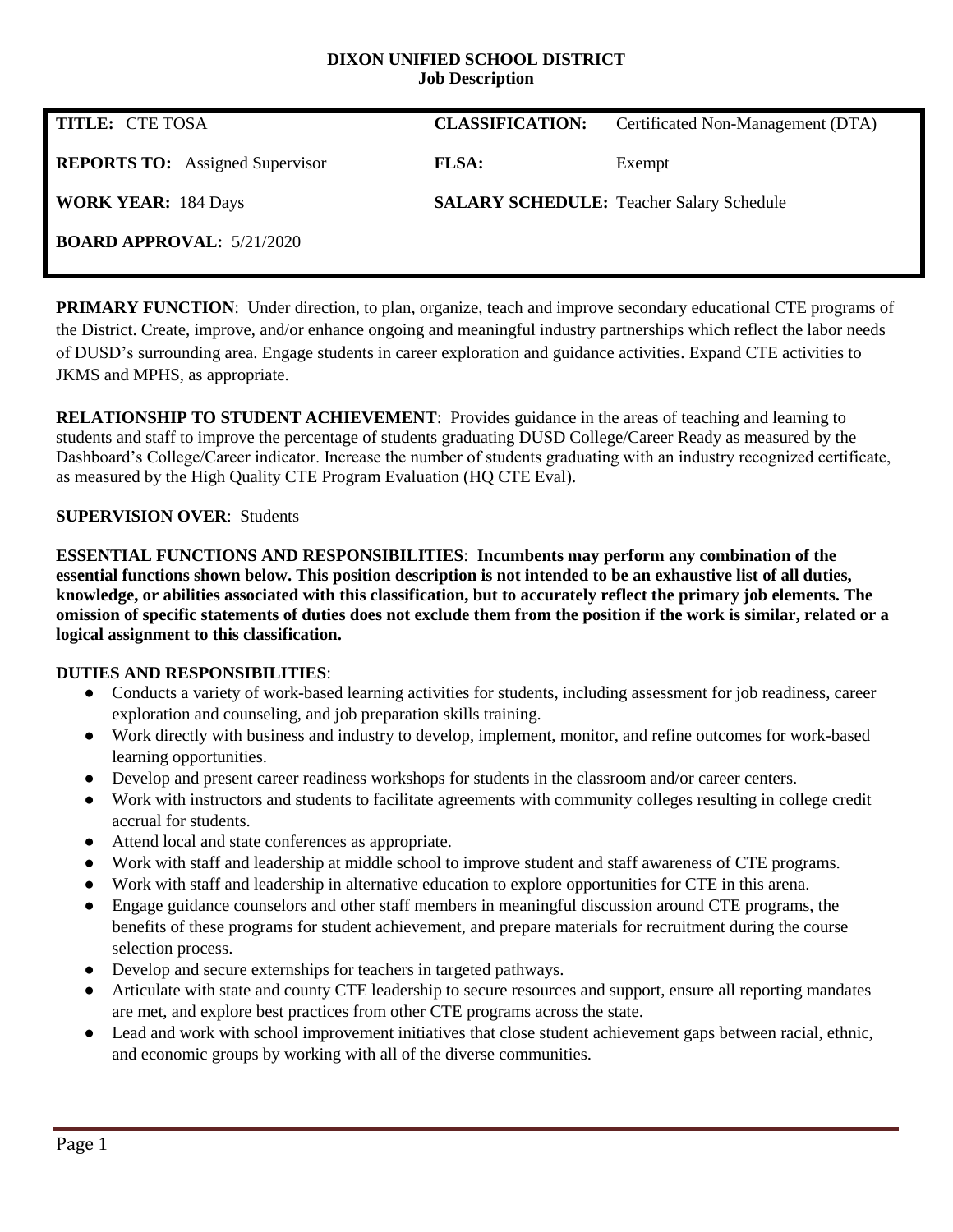**DIXON UNIFIED SCHOOL DISTRICT**
**Job Description**

| | |
|---|---|
| **TITLE:** CTE TOSA | **CLASSIFICATION:** Certificated Non-Management (DTA) |
| **REPORTS TO:** Assigned Supervisor | **FLSA:** Exempt |
| **WORK YEAR:** 184 Days | **SALARY SCHEDULE:** Teacher Salary Schedule |
| **BOARD APPROVAL:** 5/21/2020 | |

**PRIMARY FUNCTION**: Under direction, to plan, organize, teach and improve secondary educational CTE programs of the District. Create, improve, and/or enhance ongoing and meaningful industry partnerships which reflect the labor needs of DUSD's surrounding area. Engage students in career exploration and guidance activities. Expand CTE activities to JKMS and MPHS, as appropriate.

**RELATIONSHIP TO STUDENT ACHIEVEMENT**: Provides guidance in the areas of teaching and learning to students and staff to improve the percentage of students graduating DUSD College/Career Ready as measured by the Dashboard's College/Career indicator. Increase the number of students graduating with an industry recognized certificate, as measured by the High Quality CTE Program Evaluation (HQ CTE Eval).

**SUPERVISION OVER**: Students

**ESSENTIAL FUNCTIONS AND RESPONSIBILITIES**: **Incumbents may perform any combination of the essential functions shown below. This position description is not intended to be an exhaustive list of all duties, knowledge, or abilities associated with this classification, but to accurately reflect the primary job elements. The omission of specific statements of duties does not exclude them from the position if the work is similar, related or a logical assignment to this classification.**

**DUTIES AND RESPONSIBILITIES**:

- Conducts a variety of work-based learning activities for students, including assessment for job readiness, career exploration and counseling, and job preparation skills training.
- Work directly with business and industry to develop, implement, monitor, and refine outcomes for work-based learning opportunities.
- Develop and present career readiness workshops for students in the classroom and/or career centers.
- Work with instructors and students to facilitate agreements with community colleges resulting in college credit accrual for students.
- Attend local and state conferences as appropriate.
- Work with staff and leadership at middle school to improve student and staff awareness of CTE programs.
- Work with staff and leadership in alternative education to explore opportunities for CTE in this arena.
- Engage guidance counselors and other staff members in meaningful discussion around CTE programs, the benefits of these programs for student achievement, and prepare materials for recruitment during the course selection process.
- Develop and secure externships for teachers in targeted pathways.
- Articulate with state and county CTE leadership to secure resources and support, ensure all reporting mandates are met, and explore best practices from other CTE programs across the state.
- Lead and work with school improvement initiatives that close student achievement gaps between racial, ethnic, and economic groups by working with all of the diverse communities.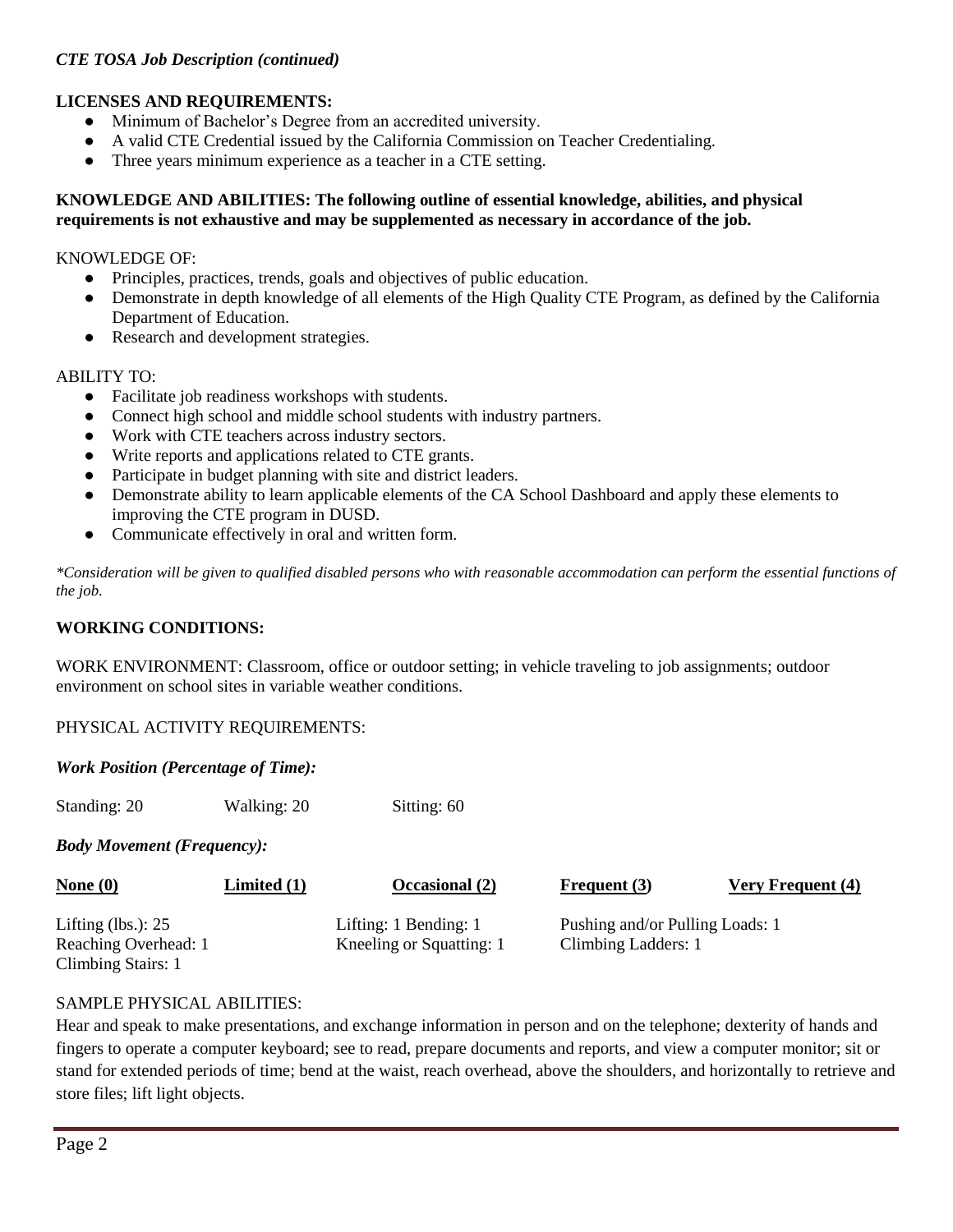*CTE TOSA Job Description (continued)*

**LICENSES AND REQUIREMENTS:**

- Minimum of Bachelor's Degree from an accredited university.
- A valid CTE Credential issued by the California Commission on Teacher Credentialing.
- Three years minimum experience as a teacher in a CTE setting.

**KNOWLEDGE AND ABILITIES: The following outline of essential knowledge, abilities, and physical requirements is not exhaustive and may be supplemented as necessary in accordance of the job.**

KNOWLEDGE OF:

- Principles, practices, trends, goals and objectives of public education.
- Demonstrate in depth knowledge of all elements of the High Quality CTE Program, as defined by the California Department of Education.
- Research and development strategies.

ABILITY TO:

- Facilitate job readiness workshops with students.
- Connect high school and middle school students with industry partners.
- Work with CTE teachers across industry sectors.
- Write reports and applications related to CTE grants.
- Participate in budget planning with site and district leaders.
- Demonstrate ability to learn applicable elements of the CA School Dashboard and apply these elements to improving the CTE program in DUSD.
- Communicate effectively in oral and written form.

*\*Consideration will be given to qualified disabled persons who with reasonable accommodation can perform the essential functions of the job.*

**WORKING CONDITIONS:**

WORK ENVIRONMENT: Classroom, office or outdoor setting; in vehicle traveling to job assignments; outdoor environment on school sites in variable weather conditions.

PHYSICAL ACTIVITY REQUIREMENTS:

***Work Position (Percentage of Time):***

Standing: 20    Walking: 20    Sitting: 60

***Body Movement (Frequency):***

| <u>None (0)</u> | <u>Limited (1)</u> | <u>Occasional (2)</u> | <u>Frequent (3)</u> | <u>Very Frequent (4)</u> |
|---|---|---|---|---|

Lifting (lbs.): 25
Lifting: 1 Bending: 1
Pushing and/or Pulling Loads: 1
Reaching Overhead: 1
Kneeling or Squatting: 1
Climbing Ladders: 1
Climbing Stairs: 1

SAMPLE PHYSICAL ABILITIES:

Hear and speak to make presentations, and exchange information in person and on the telephone; dexterity of hands and fingers to operate a computer keyboard; see to read, prepare documents and reports, and view a computer monitor; sit or stand for extended periods of time; bend at the waist, reach overhead, above the shoulders, and horizontally to retrieve and store files; lift light objects.